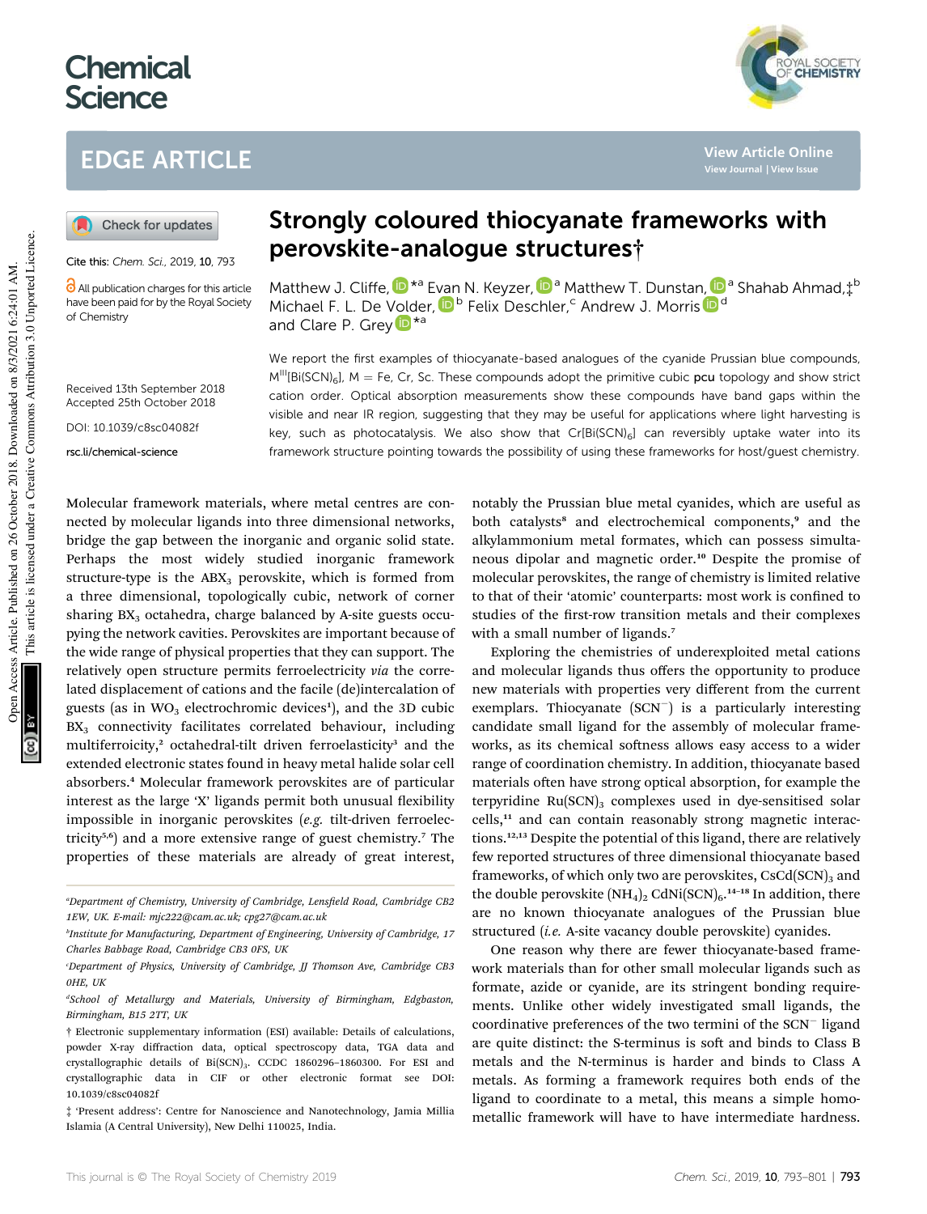# Strongly coloured thiocyanate frameworks with perovskite-analogue structures†

Matthew J. Cliffe,[*a] Evan N. Keyzer,[a] Matthew T. Dunstan,[a] Shahab Ahmad,[‡b] Michael F. L. De Volder,[b] Felix Deschler,[c] Andrew J. Morris[d] and Clare P. Grey[*a]

Cite this: *Chem. Sci.*, 2019, 10, 793

All publication charges for this article have been paid for by the Royal Society of Chemistry

Received 13th September 2018
Accepted 25th October 2018

DOI: 10.1039/c8sc04082f

rsc.li/chemical-science

We report the first examples of thiocyanate-based analogues of the cyanide Prussian blue compounds, $M^{III}[Bi(SCN)_6]$, M = Fe, Cr, Sc. These compounds adopt the primitive cubic **pcu** topology and show strict cation order. Optical absorption measurements show these compounds have band gaps within the visible and near IR region, suggesting that they may be useful for applications where light harvesting is key, such as photocatalysis. We also show that $Cr[Bi(SCN)_6]$ can reversibly uptake water into its framework structure pointing towards the possibility of using these frameworks for host/guest chemistry.

Molecular framework materials, where metal centres are connected by molecular ligands into three dimensional networks, bridge the gap between the inorganic and organic solid state. Perhaps the most widely studied inorganic framework structure-type is the $ABX_3$ perovskite, which is formed from a three dimensional, topologically cubic, network of corner sharing $BX_3$ octahedra, charge balanced by A-site guests occupying the network cavities. Perovskites are important because of the wide range of physical properties that they can support. The relatively open structure permits ferroelectricity *via* the correlated displacement of cations and the facile (de)intercalation of guests (as in $WO_3$ electrochromic devices[1]), and the 3D cubic $BX_3$ connectivity facilitates correlated behaviour, including multiferroicity,[2] octahedral-tilt driven ferroelasticity[3] and the extended electronic states found in heavy metal halide solar cell absorbers.[4] Molecular framework perovskites are of particular interest as the large 'X' ligands permit both unusual flexibility impossible in inorganic perovskites (*e.g.* tilt-driven ferroelectricity[5,6]) and a more extensive range of guest chemistry.[7] The properties of these materials are already of great interest, notably the Prussian blue metal cyanides, which are useful as both catalysts[8] and electrochemical components,[9] and the alkylammonium metal formates, which can possess simultaneous dipolar and magnetic order.[10] Despite the promise of molecular perovskites, the range of chemistry is limited relative to that of their 'atomic' counterparts: most work is confined to studies of the first-row transition metals and their complexes with a small number of ligands.[7]

Exploring the chemistries of underexploited metal cations and molecular ligands thus offers the opportunity to produce new materials with properties very different from the current exemplars. Thiocyanate ($SCN^-$) is a particularly interesting candidate small ligand for the assembly of molecular frameworks, as its chemical softness allows easy access to a wider range of coordination chemistry. In addition, thiocyanate based materials often have strong optical absorption, for example the terpyridine $Ru(SCN)_3$ complexes used in dye-sensitised solar cells,[11] and can contain reasonably strong magnetic interactions.[12,13] Despite the potential of this ligand, there are relatively few reported structures of three dimensional thiocyanate based frameworks, of which only two are perovskites, $CsCd(SCN)_3$ and the double perovskite $(NH_4)_2$ $CdNi(SCN)_6$.[14–18] In addition, there are no known thiocyanate analogues of the Prussian blue structured (*i.e.* A-site vacancy double perovskite) cyanides.

One reason why there are fewer thiocyanate-based framework materials than for other small molecular ligands such as formate, azide or cyanide, are its stringent bonding requirements. Unlike other widely investigated small ligands, the coordinative preferences of the two termini of the $SCN^-$ ligand are quite distinct: the S-terminus is soft and binds to Class B metals and the N-terminus is harder and binds to Class A metals. As forming a framework requires both ends of the ligand to coordinate to a metal, this means a simple homometallic framework will have to have intermediate hardness.

---

[a]Department of Chemistry, University of Cambridge, Lensfield Road, Cambridge CB2 1EW, UK. E-mail: mjc222@cam.ac.uk; cpg27@cam.ac.uk

[b]Institute for Manufacturing, Department of Engineering, University of Cambridge, 17 Charles Babbage Road, Cambridge CB3 0FS, UK

[c]Department of Physics, University of Cambridge, JJ Thomson Ave, Cambridge CB3 0HE, UK

[d]School of Metallurgy and Materials, University of Birmingham, Edgbaston, Birmingham, B15 2TT, UK

† Electronic supplementary information (ESI) available: Details of calculations, powder X-ray diffraction data, optical spectroscopy data, TGA data and crystallographic details of $Bi(SCN)_3$. CCDC 1860296–1860300. For ESI and crystallographic data in CIF or other electronic format see DOI: 10.1039/c8sc04082f

‡ 'Present address': Centre for Nanoscience and Nanotechnology, Jamia Millia Islamia (A Central University), New Delhi 110025, India.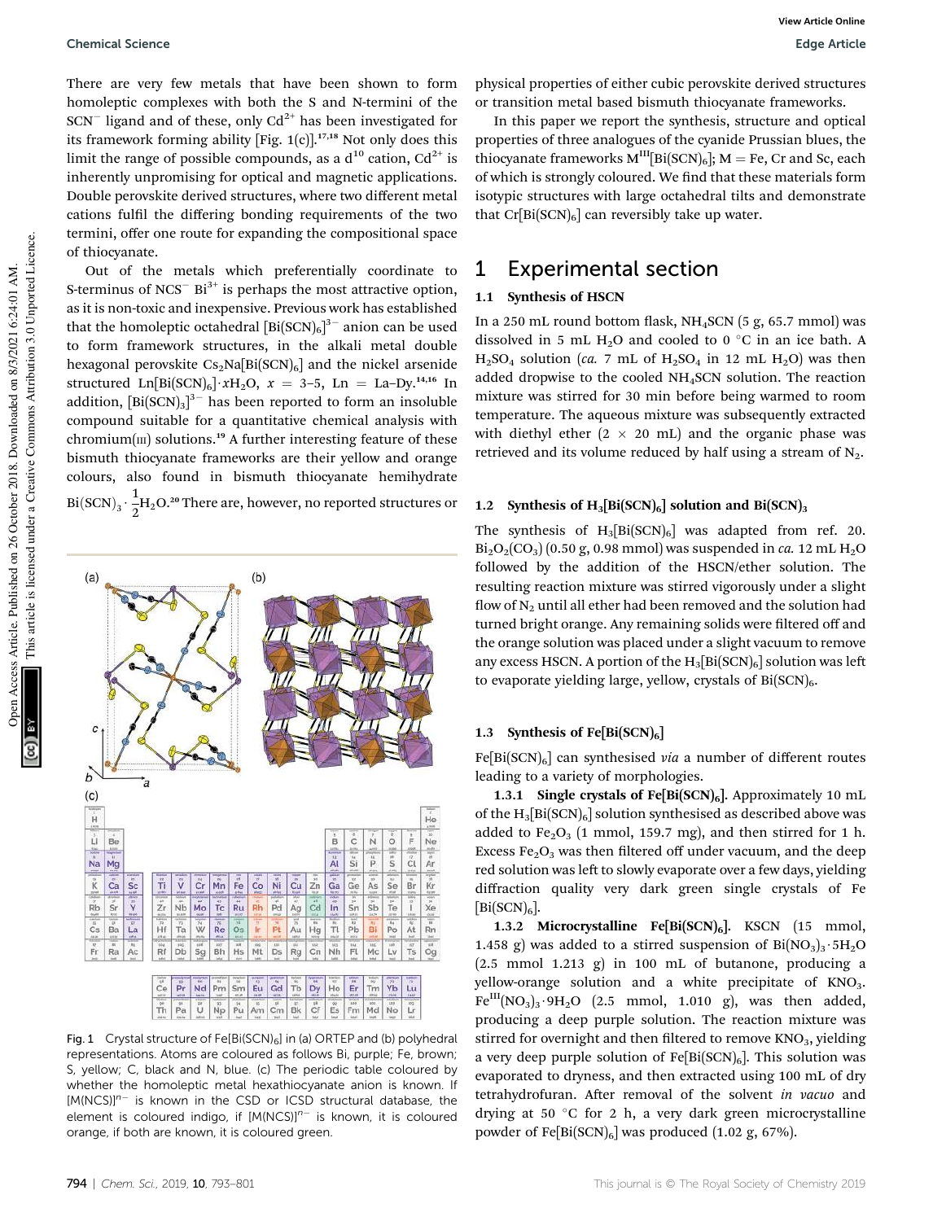There are very few metals that have been shown to form homoleptic complexes with both the S and N-termini of the $SCN^-$ ligand and of these, only $Cd^{2+}$ has been investigated for its framework forming ability [Fig. 1(c)].[17,18] Not only does this limit the range of possible compounds, as a $d^{10}$ cation, $Cd^{2+}$ is inherently unpromising for optical and magnetic applications. Double perovskite derived structures, where two different metal cations fulfil the differing bonding requirements of the two termini, offer one route for expanding the compositional space of thiocyanate.

Out of the metals which preferentially coordinate to S-terminus of $NCS^-$ $Bi^{3+}$ is perhaps the most attractive option, as it is non-toxic and inexpensive. Previous work has established that the homoleptic octahedral $[Bi(SCN)_6]^{3-}$ anion can be used to form framework structures, in the alkali metal double hexagonal perovskite $Cs_2Na[Bi(SCN)_6]$ and the nickel arsenide structured $Ln[Bi(SCN)_6]\cdot xH_2O$, $x$ = 3–5, Ln = La–Dy.[14,16] In addition, $[Bi(SCN)_3]^{3-}$ has been reported to form an insoluble compound suitable for a quantitative chemical analysis with chromium(III) solutions.[19] A further interesting feature of these bismuth thiocyanate frameworks are their yellow and orange colours, also found in bismuth thiocyanate hemihydrate $Bi(SCN)_3\cdot\frac{1}{2}H_2O$.[20] There are, however, no reported structures or physical properties of either cubic perovskite derived structures or transition metal based bismuth thiocyanate frameworks.

In this paper we report the synthesis, structure and optical properties of three analogues of the cyanide Prussian blues, the thiocyanate frameworks $M^{III}[Bi(SCN)_6]$; M = Fe, Cr and Sc, each of which is strongly coloured. We find that these materials form isotypic structures with large octahedral tilts and demonstrate that $Cr[Bi(SCN)_6]$ can reversibly take up water.

Fig. 1 Crystal structure of $Fe[Bi(SCN)_6]$ in (a) ORTEP and (b) polyhedral representations. Atoms are coloured as follows Bi, purple; Fe, brown; S, yellow; C, black and N, blue. (c) The periodic table coloured by whether the homoleptic metal hexathiocyanate anion is known. If $[M(NCS)]^{n-}$ is known in the CSD or ICSD structural database, the element is coloured indigo, if $[M(NCS)]^{n-}$ is known, it is coloured orange, if both are known, it is coloured green.

# 1 Experimental section

## 1.1 Synthesis of HSCN

In a 250 mL round bottom flask, $NH_4SCN$ (5 g, 65.7 mmol) was dissolved in 5 mL $H_2O$ and cooled to 0 °C in an ice bath. A $H_2SO_4$ solution (*ca.* 7 mL of $H_2SO_4$ in 12 mL $H_2O$) was then added dropwise to the cooled $NH_4SCN$ solution. The reaction mixture was stirred for 30 min before being warmed to room temperature. The aqueous mixture was subsequently extracted with diethyl ether (2 × 20 mL) and the organic phase was retrieved and its volume reduced by half using a stream of $N_2$.

## 1.2 Synthesis of $H_3[Bi(SCN)_6]$ solution and $Bi(SCN)_3$

The synthesis of $H_3[Bi(SCN)_6]$ was adapted from ref. 20. $Bi_2O_2(CO_3)$ (0.50 g, 0.98 mmol) was suspended in *ca.* 12 mL $H_2O$ followed by the addition of the HSCN/ether solution. The resulting reaction mixture was stirred vigorously under a slight flow of $N_2$ until all ether had been removed and the solution had turned bright orange. Any remaining solids were filtered off and the orange solution was placed under a slight vacuum to remove any excess HSCN. A portion of the $H_3[Bi(SCN)_6]$ solution was left to evaporate yielding large, yellow, crystals of $Bi(SCN)_6$.

## 1.3 Synthesis of $Fe[Bi(SCN)_6]$

$Fe[Bi(SCN)_6]$ can synthesised *via* a number of different routes leading to a variety of morphologies.

**1.3.1 Single crystals of $Fe[Bi(SCN)_6]$.** Approximately 10 mL of the $H_3[Bi(SCN)_6]$ solution synthesised as described above was added to $Fe_2O_3$ (1 mmol, 159.7 mg), and then stirred for 1 h. Excess $Fe_2O_3$ was then filtered off under vacuum, and the deep red solution was left to slowly evaporate over a few days, yielding diffraction quality very dark green single crystals of $Fe[Bi(SCN)_6]$.

**1.3.2 Microcrystalline $Fe[Bi(SCN)_6]$.** KSCN (15 mmol, 1.458 g) was added to a stirred suspension of $Bi(NO_3)_3\cdot5H_2O$ (2.5 mmol 1.213 g) in 100 mL of butanone, producing a yellow-orange solution and a white precipitate of $KNO_3$. $Fe^{III}(NO_3)_3\cdot9H_2O$ (2.5 mmol, 1.010 g), was then added, producing a deep purple solution. The reaction mixture was stirred for overnight and then filtered to remove $KNO_3$, yielding a very deep purple solution of $Fe[Bi(SCN)_6]$. This solution was evaporated to dryness, and then extracted using 100 mL of dry tetrahydrofuran. After removal of the solvent *in vacuo* and drying at 50 °C for 2 h, a very dark green microcrystalline powder of $Fe[Bi(SCN)_6]$ was produced (1.02 g, 67%).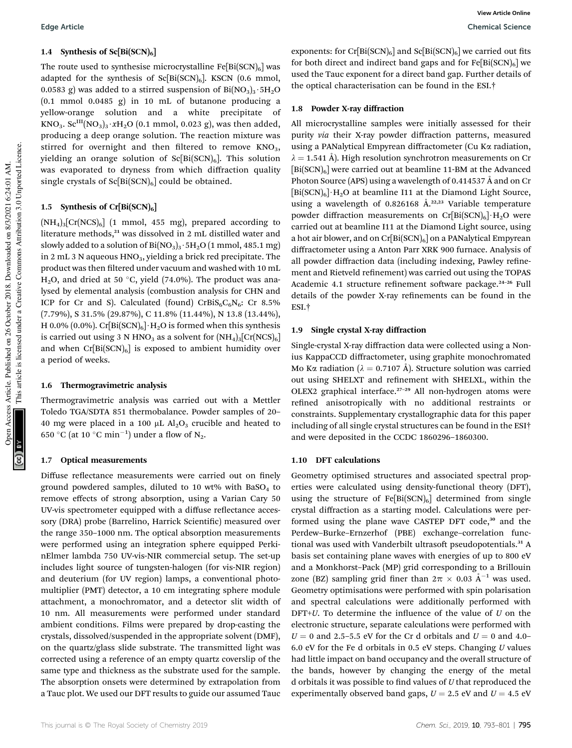### 1.4 Synthesis of $Sc[Bi(SCN)_6]$

The route used to synthesise microcrystalline $Fe[Bi(SCN)_6]$ was adapted for the synthesis of $Sc[Bi(SCN)_6]$. KSCN (0.6 mmol, 0.0583 g) was added to a stirred suspension of $Bi(NO_3)_3 \cdot 5H_2O$ (0.1 mmol 0.0485 g) in 10 mL of butanone producing a yellow-orange solution and a white precipitate of $KNO_3$. $Sc^{III}(NO_3)_3 \cdot xH_2O$ (0.1 mmol, 0.023 g), was then added, producing a deep orange solution. The reaction mixture was stirred for overnight and then filtered to remove $KNO_3$, yielding an orange solution of $Sc[Bi(SCN)_6]$. This solution was evaporated to dryness from which diffraction quality single crystals of $Sc[Bi(SCN)_6]$ could be obtained.

### 1.5 Synthesis of $Cr[Bi(SCN)_6]$

$(NH_4)_3[Cr(NCS)_6]$ (1 mmol, 455 mg), prepared according to literature methods,[21] was dissolved in 2 mL distilled water and slowly added to a solution of $Bi(NO_3)_3 \cdot 5H_2O$ (1 mmol, 485.1 mg) in 2 mL 3 N aqueous $HNO_3$, yielding a brick red precipitate. The product was then filtered under vacuum and washed with 10 mL $H_2O$, and dried at 50 °C, yield (74.0%). The product was analysed by elemental analysis (combustion analysis for CHN and ICP for Cr and S). Calculated (found) $CrBiS_6C_6N_6$: Cr 8.5% (7.79%), S 31.5% (29.87%), C 11.8% (11.44%), N 13.8 (13.44%), H 0.0% (0.0%). $Cr[Bi(SCN)_6] \cdot H_2O$ is formed when this synthesis is carried out using 3 N $HNO_3$ as a solvent for $(NH_4)_3[Cr(NCS)_6]$ and when $Cr[Bi(SCN)_6]$ is exposed to ambient humidity over a period of weeks.

### 1.6 Thermogravimetric analysis

Thermogravimetric analysis was carried out with a Mettler Toledo TGA/SDTA 851 thermobalance. Powder samples of 20–40 mg were placed in a 100 μL $Al_2O_3$ crucible and heated to 650 °C (at 10 °C $min^{-1}$) under a flow of $N_2$.

### 1.7 Optical measurements

Diffuse reflectance measurements were carried out on finely ground powdered samples, diluted to 10 wt% with $BaSO_4$ to remove effects of strong absorption, using a Varian Cary 50 UV-vis spectrometer equipped with a diffuse reflectance accessory (DRA) probe (Barrelino, Harrick Scientific) measured over the range 350–1000 nm. The optical absorption measurements were performed using an integration sphere equipped PerkinElmer lambda 750 UV-vis-NIR commercial setup. The set-up includes light source of tungsten-halogen (for vis-NIR region) and deuterium (for UV region) lamps, a conventional photomultiplier (PMT) detector, a 10 cm integrating sphere module attachment, a monochromator, and a detector slit width of 10 nm. All measurements were performed under standard ambient conditions. Films were prepared by drop-casting the crystals, dissolved/suspended in the appropriate solvent (DMF), on the quartz/glass slide substrate. The transmitted light was corrected using a reference of an empty quartz coverslip of the same type and thickness as the substrate used for the sample. The absorption onsets were determined by extrapolation from a Tauc plot. We used our DFT results to guide our assumed Tauc exponents: for $Cr[Bi(SCN)_6]$ and $Sc[Bi(SCN)_6]$ we carried out fits for both direct and indirect band gaps and for $Fe[Bi(SCN)_6]$ we used the Tauc exponent for a direct band gap. Further details of the optical characterisation can be found in the ESI.†

### 1.8 Powder X-ray diffraction

All microcrystalline samples were initially assessed for their purity *via* their X-ray powder diffraction patterns, measured using a PANalytical Empyrean diffractometer (Cu Kα radiation, $\lambda = 1.541$ Å). High resolution synchrotron measurements on $Cr[Bi(SCN)_6]$ were carried out at beamline 11-BM at the Advanced Photon Source (APS) using a wavelength of 0.414537 Å and on $Cr[Bi(SCN)_6] \cdot H_2O$ at beamline I11 at the Diamond Light Source, using a wavelength of 0.826168 Å.[22,23] Variable temperature powder diffraction measurements on $Cr[Bi(SCN)_6] \cdot H_2O$ were carried out at beamline I11 at the Diamond Light source, using a hot air blower, and on $Cr[Bi(SCN)_6]$ on a PANalytical Empyrean diffractometer using a Anton Parr XRK 900 furnace. Analysis of all powder diffraction data (including indexing, Pawley refinement and Rietveld refinement) was carried out using the TOPAS Academic 4.1 structure refinement software package.[24–26] Full details of the powder X-ray refinements can be found in the ESI.†

### 1.9 Single crystal X-ray diffraction

Single-crystal X-ray diffraction data were collected using a Nonius KappaCCD diffractometer, using graphite monochromated Mo Kα radiation ($\lambda = 0.7107$ Å). Structure solution was carried out using SHELXT and refinement with SHELXL, within the OLEX2 graphical interface.[27–29] All non-hydrogen atoms were refined anisotropically with no additional restraints or constraints. Supplementary crystallographic data for this paper including of all single crystal structures can be found in the ESI† and were deposited in the CCDC 1860296–1860300.

### 1.10 DFT calculations

Geometry optimised structures and associated spectral properties were calculated using density-functional theory (DFT), using the structure of $Fe[Bi(SCN)_6]$ determined from single crystal diffraction as a starting model. Calculations were performed using the plane wave CASTEP DFT code,[30] and the Perdew–Burke–Ernzerhof (PBE) exchange–correlation functional was used with Vanderbilt ultrasoft pseudopotentials.[31] A basis set containing plane waves with energies of up to 800 eV and a Monkhorst–Pack (MP) grid corresponding to a Brillouin zone (BZ) sampling grid finer than $2\pi \times 0.03$ Å$^{-1}$ was used. Geometry optimisations were performed with spin polarisation and spectral calculations were additionally performed with DFT+$U$. To determine the influence of the value of $U$ on the electronic structure, separate calculations were performed with $U = 0$ and 2.5–5.5 eV for the Cr d orbitals and $U = 0$ and 4.0–6.0 eV for the Fe d orbitals in 0.5 eV steps. Changing $U$ values had little impact on band occupancy and the overall structure of the bands, however by changing the energy of the metal d orbitals it was possible to find values of $U$ that reproduced the experimentally observed band gaps, $U = 2.5$ eV and $U = 4.5$ eV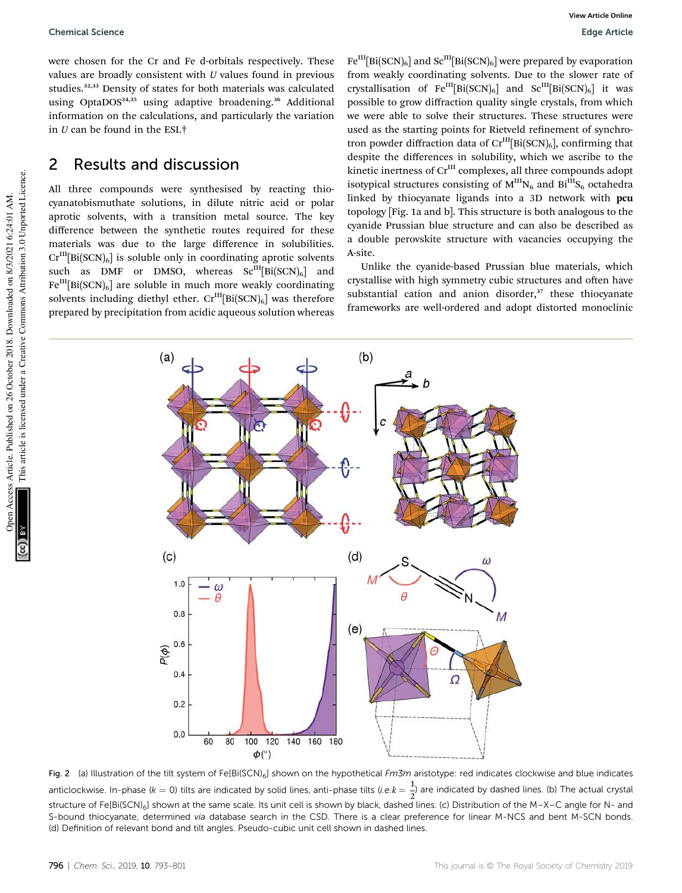were chosen for the Cr and Fe d-orbitals respectively. These values are broadly consistent with $U$ values found in previous studies.[32,33] Density of states for both materials was calculated using OptaDOS[34,35] using adaptive broadening.[36] Additional information on the calculations, and particularly the variation in $U$ can be found in the ESI.†

## 2 Results and discussion

All three compounds were synthesised by reacting thiocyanatobismuthate solutions, in dilute nitric acid or polar aprotic solvents, with a transition metal source. The key difference between the synthetic routes required for these materials was due to the large difference in solubilities. $Cr^{III}[Bi(SCN)_6]$ is soluble only in coordinating aprotic solvents such as DMF or DMSO, whereas $Sc^{III}[Bi(SCN)_6]$ and $Fe^{III}[Bi(SCN)_6]$ are soluble in much more weakly coordinating solvents including diethyl ether. $Cr^{III}[Bi(SCN)_6]$ was therefore prepared by precipitation from acidic aqueous solution whereas $Fe^{III}[Bi(SCN)_6]$ and $Sc^{III}[Bi(SCN)_6]$ were prepared by evaporation from weakly coordinating solvents. Due to the slower rate of crystallisation of $Fe^{III}[Bi(SCN)_6]$ and $Sc^{III}[Bi(SCN)_6]$ it was possible to grow diffraction quality single crystals, from which we were able to solve their structures. These structures were used as the starting points for Rietveld refinement of synchrotron powder diffraction data of $Cr^{III}[Bi(SCN)_6]$, confirming that despite the differences in solubility, which we ascribe to the kinetic inertness of $Cr^{III}$ complexes, all three compounds adopt isotypical structures consisting of $M^{III}N_6$ and $Bi^{III}S_6$ octahedra linked by thiocyanate ligands into a 3D network with **pcu** topology [Fig. 1a and b]. This structure is both analogous to the cyanide Prussian blue structure and can also be described as a double perovskite structure with vacancies occupying the A-site.

Unlike the cyanide-based Prussian blue materials, which crystallise with high symmetry cubic structures and often have substantial cation and anion disorder,[37] these thiocyanate frameworks are well-ordered and adopt distorted monoclinic

Fig. 2 (a) Illustration of the tilt system of Fe[Bi(SCN)$_6$] shown on the hypothetical $Fm\bar{3}m$ aristotype: red indicates clockwise and blue indicates anticlockwise. In-phase ($k = 0$) tilts are indicated by solid lines, anti-phase tilts (*i.e.* $k = \frac{1}{2}$) are indicated by dashed lines. (b) The actual crystal structure of Fe[Bi(SCN)$_6$] shown at the same scale. Its unit cell is shown by black, dashed lines. (c) Distribution of the M–X–C angle for N- and S-bound thiocyanate, determined *via* database search in the CSD. There is a clear preference for linear M-NCS and bent M-SCN bonds. (d) Definition of relevant bond and tilt angles. Pseudo-cubic unit cell shown in dashed lines.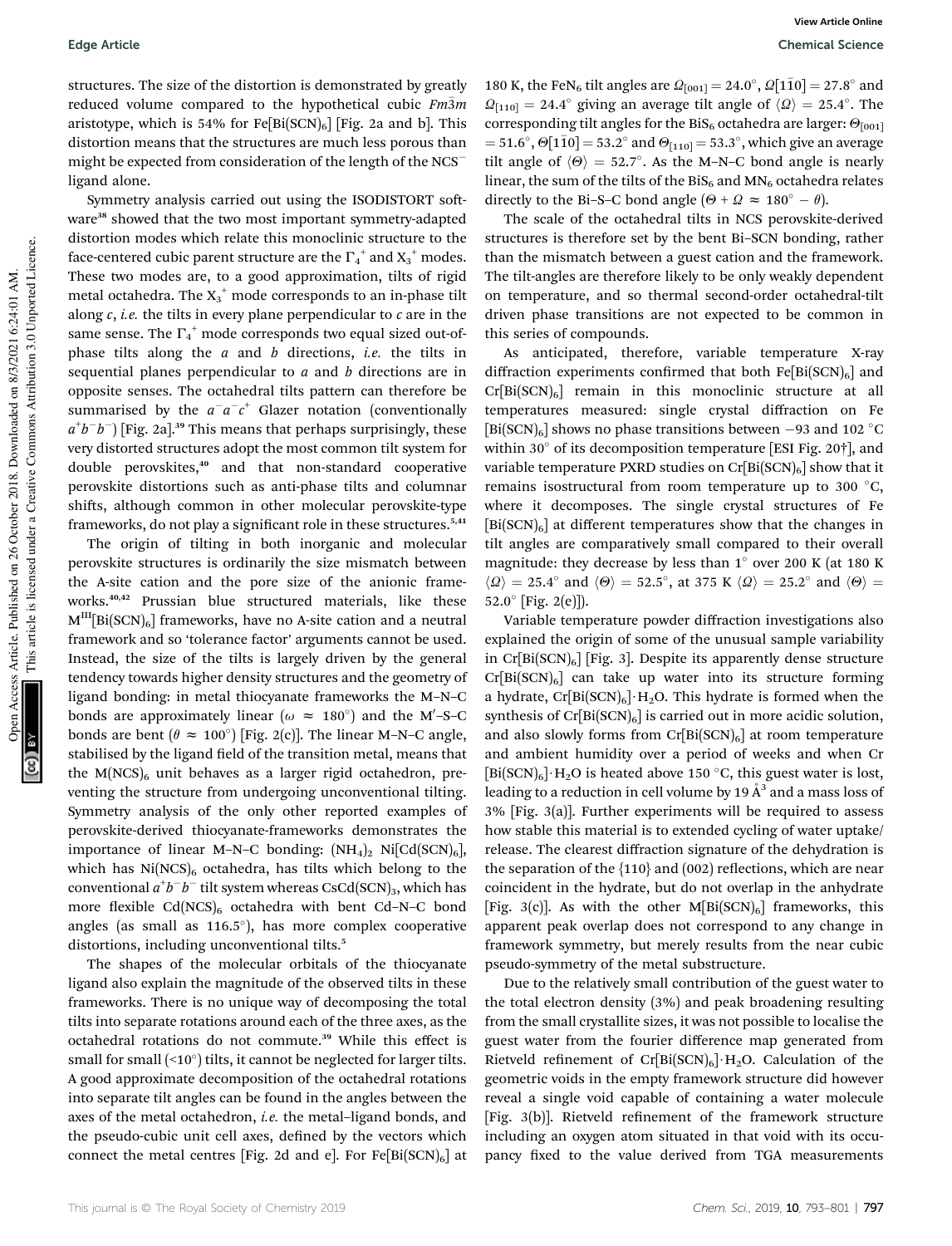structures. The size of the distortion is demonstrated by greatly reduced volume compared to the hypothetical cubic $Fm\bar{3}m$ aristotype, which is 54% for Fe[Bi(SCN)$_6$] [Fig. 2a and b]. This distortion means that the structures are much less porous than might be expected from consideration of the length of the NCS$^-$ ligand alone.

Symmetry analysis carried out using the ISODISTORT software[38] showed that the two most important symmetry-adapted distortion modes which relate this monoclinic structure to the face-centered cubic parent structure are the $\Gamma_4^+$ and $X_3^+$ modes. These two modes are, to a good approximation, tilts of rigid metal octahedra. The $X_3^+$ mode corresponds to an in-phase tilt along *c*, *i.e.* the tilts in every plane perpendicular to *c* are in the same sense. The $\Gamma_4^+$ mode corresponds two equal sized out-of-phase tilts along the *a* and *b* directions, *i.e.* the tilts in sequential planes perpendicular to *a* and *b* directions are in opposite senses. The octahedral tilts pattern can therefore be summarised by the $a^-a^-c^+$ Glazer notation (conventionally $a^+b^-b^-$) [Fig. 2a].[39] This means that perhaps surprisingly, these very distorted structures adopt the most common tilt system for double perovskites,[40] and that non-standard cooperative perovskite distortions such as anti-phase tilts and columnar shifts, although common in other molecular perovskite-type frameworks, do not play a significant role in these structures.[5,41]

The origin of tilting in both inorganic and molecular perovskite structures is ordinarily the size mismatch between the A-site cation and the pore size of the anionic frameworks.[40,42] Prussian blue structured materials, like these $M^{III}$[Bi(SCN)$_6$] frameworks, have no A-site cation and a neutral framework and so 'tolerance factor' arguments cannot be used. Instead, the size of the tilts is largely driven by the general tendency towards higher density structures and the geometry of ligand bonding: in metal thiocyanate frameworks the M–N–C bonds are approximately linear ($\omega \approx 180°$) and the M′–S–C bonds are bent ($\theta \approx 100°$) [Fig. 2(c)]. The linear M–N–C angle, stabilised by the ligand field of the transition metal, means that the M(NCS)$_6$ unit behaves as a larger rigid octahedron, preventing the structure from undergoing unconventional tilting. Symmetry analysis of the only other reported examples of perovskite-derived thiocyanate-frameworks demonstrates the importance of linear M–N–C bonding: $(NH_4)_2$ Ni[Cd(SCN)$_6$], which has Ni(NCS)$_6$ octahedra, has tilts which belong to the conventional $a^+b^-b^-$ tilt system whereas CsCd(SCN)$_3$, which has more flexible Cd(NCS)$_6$ octahedra with bent Cd–N–C bond angles (as small as 116.5°), has more complex cooperative distortions, including unconventional tilts.[5]

The shapes of the molecular orbitals of the thiocyanate ligand also explain the magnitude of the observed tilts in these frameworks. There is no unique way of decomposing the total tilts into separate rotations around each of the three axes, as the octahedral rotations do not commute.[39] While this effect is small for small (<10°) tilts, it cannot be neglected for larger tilts. A good approximate decomposition of the octahedral rotations into separate tilt angles can be found in the angles between the axes of the metal octahedron, *i.e.* the metal–ligand bonds, and the pseudo-cubic unit cell axes, defined by the vectors which connect the metal centres [Fig. 2d and e]. For Fe[Bi(SCN)$_6$] at 180 K, the FeN$_6$ tilt angles are $\Omega_{[001]} = 24.0°$, $\Omega[1\bar{1}0] = 27.8°$ and $\Omega_{[110]} = 24.4°$ giving an average tilt angle of $\langle\Omega\rangle = 25.4°$. The corresponding tilt angles for the BiS$_6$ octahedra are larger: $\Theta_{[001]} = 51.6°$, $\Theta[1\bar{1}0] = 53.2°$ and $\Theta_{[110]} = 53.3°$, which give an average tilt angle of $\langle\Theta\rangle = 52.7°$. As the M–N–C bond angle is nearly linear, the sum of the tilts of the BiS$_6$ and MN$_6$ octahedra relates directly to the Bi–S–C bond angle ($\Theta + \Omega \approx 180° - \theta$).

The scale of the octahedral tilts in NCS perovskite-derived structures is therefore set by the bent Bi–SCN bonding, rather than the mismatch between a guest cation and the framework. The tilt-angles are therefore likely to be only weakly dependent on temperature, and so thermal second-order octahedral-tilt driven phase transitions are not expected to be common in this series of compounds.

As anticipated, therefore, variable temperature X-ray diffraction experiments confirmed that both Fe[Bi(SCN)$_6$] and Cr[Bi(SCN)$_6$] remain in this monoclinic structure at all temperatures measured: single crystal diffraction on Fe[Bi(SCN)$_6$] shows no phase transitions between −93 and 102 °C within 30° of its decomposition temperature [ESI Fig. 20†], and variable temperature PXRD studies on Cr[Bi(SCN)$_6$] show that it remains isostructural from room temperature up to 300 °C, where it decomposes. The single crystal structures of Fe[Bi(SCN)$_6$] at different temperatures show that the changes in tilt angles are comparatively small compared to their overall magnitude: they decrease by less than 1° over 200 K (at 180 K $\langle\Omega\rangle = 25.4°$ and $\langle\Theta\rangle = 52.5°$, at 375 K $\langle\Omega\rangle = 25.2°$ and $\langle\Theta\rangle = 52.0°$ [Fig. 2(e)]).

Variable temperature powder diffraction investigations also explained the origin of some of the unusual sample variability in Cr[Bi(SCN)$_6$] [Fig. 3]. Despite its apparently dense structure Cr[Bi(SCN)$_6$] can take up water into its structure forming a hydrate, Cr[Bi(SCN)$_6$]·H$_2$O. This hydrate is formed when the synthesis of Cr[Bi(SCN)$_6$] is carried out in more acidic solution, and also slowly forms from Cr[Bi(SCN)$_6$] at room temperature and ambient humidity over a period of weeks and when Cr[Bi(SCN)$_6$]·H$_2$O is heated above 150 °C, this guest water is lost, leading to a reduction in cell volume by 19 Å$^3$ and a mass loss of 3% [Fig. 3(a)]. Further experiments will be required to assess how stable this material is to extended cycling of water uptake/release. The clearest diffraction signature of the dehydration is the separation of the {110} and (002) reflections, which are near coincident in the hydrate, but do not overlap in the anhydrate [Fig. 3(c)]. As with the other M[Bi(SCN)$_6$] frameworks, this apparent peak overlap does not correspond to any change in framework symmetry, but merely results from the near cubic pseudo-symmetry of the metal substructure.

Due to the relatively small contribution of the guest water to the total electron density (3%) and peak broadening resulting from the small crystallite sizes, it was not possible to localise the guest water from the fourier difference map generated from Rietveld refinement of Cr[Bi(SCN)$_6$]·H$_2$O. Calculation of the geometric voids in the empty framework structure did however reveal a single void capable of containing a water molecule [Fig. 3(b)]. Rietveld refinement of the framework structure including an oxygen atom situated in that void with its occupancy fixed to the value derived from TGA measurements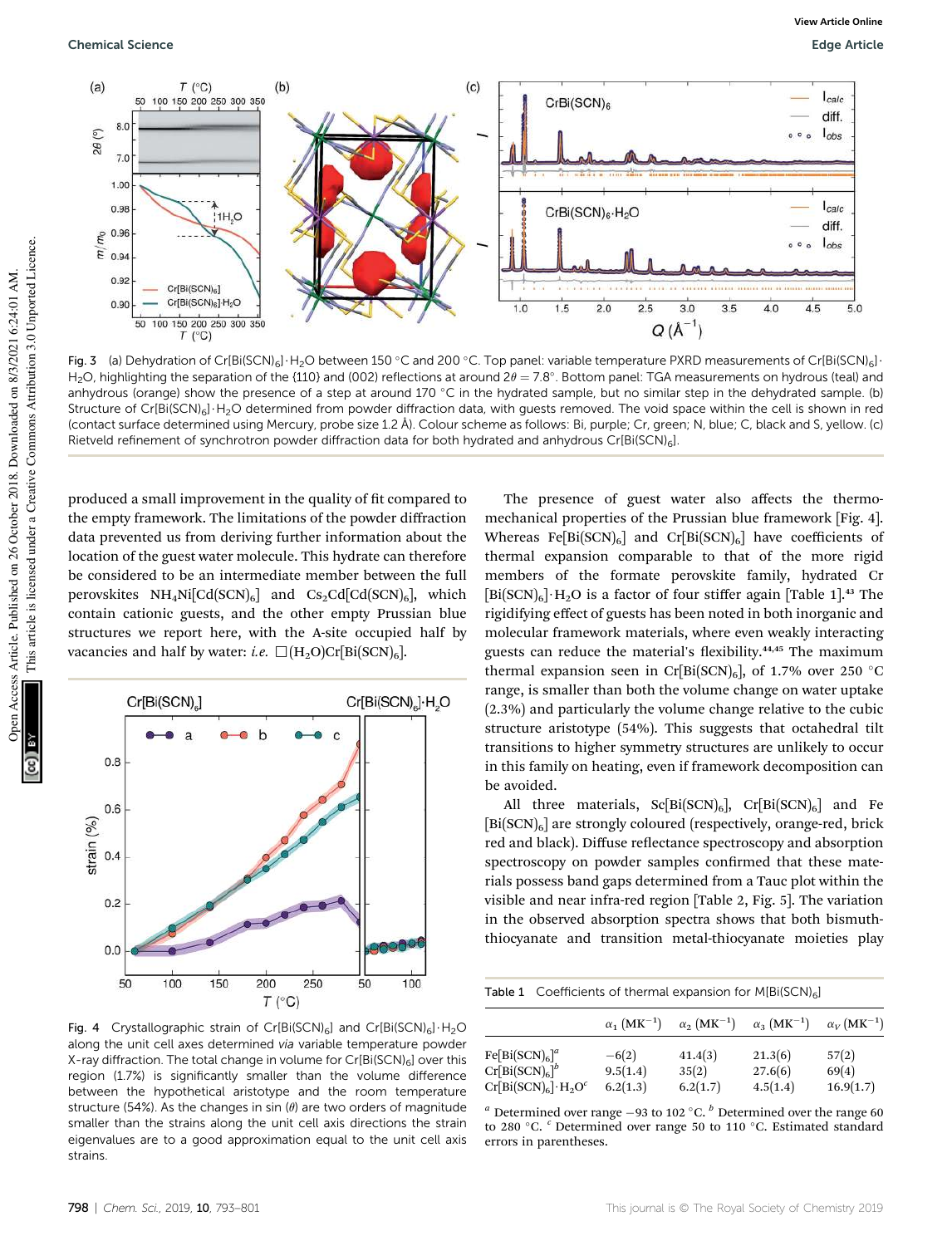Fig. 3 (a) Dehydration of $Cr[Bi(SCN)_6]\cdot H_2O$ between 150 °C and 200 °C. Top panel: variable temperature PXRD measurements of $Cr[Bi(SCN)_6]\cdot H_2O$, highlighting the separation of the {110} and (002) reflections at around $2\theta = 7.8°$. Bottom panel: TGA measurements on hydrous (teal) and anhydrous (orange) show the presence of a step at around 170 °C in the hydrated sample, but no similar step in the dehydrated sample. (b) Structure of $Cr[Bi(SCN)_6]\cdot H_2O$ determined from powder diffraction data, with guests removed. The void space within the cell is shown in red (contact surface determined using Mercury, probe size 1.2 Å). Colour scheme as follows: Bi, purple; Cr, green; N, blue; C, black and S, yellow. (c) Rietveld refinement of synchrotron powder diffraction data for both hydrated and anhydrous $Cr[Bi(SCN)_6]$.

produced a small improvement in the quality of fit compared to the empty framework. The limitations of the powder diffraction data prevented us from deriving further information about the location of the guest water molecule. This hydrate can therefore be considered to be an intermediate member between the full perovskites $NH_4Ni[Cd(SCN)_6]$ and $Cs_2Cd[Cd(SCN)_6]$, which contain cationic guests, and the other empty Prussian blue structures we report here, with the A-site occupied half by vacancies and half by water: *i.e.* $\square(H_2O)Cr[Bi(SCN)_6]$.

Fig. 4 Crystallographic strain of $Cr[Bi(SCN)_6]$ and $Cr[Bi(SCN)_6]\cdot H_2O$ along the unit cell axes determined *via* variable temperature powder X-ray diffraction. The total change in volume for $Cr[Bi(SCN)_6]$ over this region (1.7%) is significantly smaller than the volume difference between the hypothetical aristotype and the room temperature structure (54%). As the changes in sin ($\theta$) are two orders of magnitude smaller than the strains along the unit cell axis directions the strain eigenvalues are to a good approximation equal to the unit cell axis strains.

The presence of guest water also affects the thermo-mechanical properties of the Prussian blue framework [Fig. 4]. Whereas $Fe[Bi(SCN)_6]$ and $Cr[Bi(SCN)_6]$ have coefficients of thermal expansion comparable to that of the more rigid members of the formate perovskite family, hydrated $Cr[Bi(SCN)_6]\cdot H_2O$ is a factor of four stiffer again [Table 1].[43] The rigidifying effect of guests has been noted in both inorganic and molecular framework materials, where even weakly interacting guests can reduce the material's flexibility.[44,45] The maximum thermal expansion seen in $Cr[Bi(SCN)_6]$, of 1.7% over 250 °C range, is smaller than both the volume change on water uptake (2.3%) and particularly the volume change relative to the cubic structure aristotype (54%). This suggests that octahedral tilt transitions to higher symmetry structures are unlikely to occur in this family on heating, even if framework decomposition can be avoided.

All three materials, $Sc[Bi(SCN)_6]$, $Cr[Bi(SCN)_6]$ and $Fe[Bi(SCN)_6]$ are strongly coloured (respectively, orange-red, brick red and black). Diffuse reflectance spectroscopy and absorption spectroscopy on powder samples confirmed that these materials possess band gaps determined from a Tauc plot within the visible and near infra-red region [Table 2, Fig. 5]. The variation in the observed absorption spectra shows that both bismuth-thiocyanate and transition metal-thiocyanate moieties play

Table 1 Coefficients of thermal expansion for $M[Bi(SCN)_6]$

| | $\alpha_1$ ($MK^{-1}$) | $\alpha_2$ ($MK^{-1}$) | $\alpha_3$ ($MK^{-1}$) | $\alpha_V$ ($MK^{-1}$) |
|---|---|---|---|---|
| $Fe[Bi(SCN)_6]^a$ | −6(2) | 41.4(3) | 21.3(6) | 57(2) |
| $Cr[Bi(SCN)_6]^b$ | 9.5(1.4) | 35(2) | 27.6(6) | 69(4) |
| $Cr[Bi(SCN)_6]\cdot H_2O^c$ | 6.2(1.3) | 6.2(1.7) | 4.5(1.4) | 16.9(1.7) |

[a] Determined over range −93 to 102 °C. [b] Determined over the range 60 to 280 °C. [c] Determined over range 50 to 110 °C. Estimated standard errors in parentheses.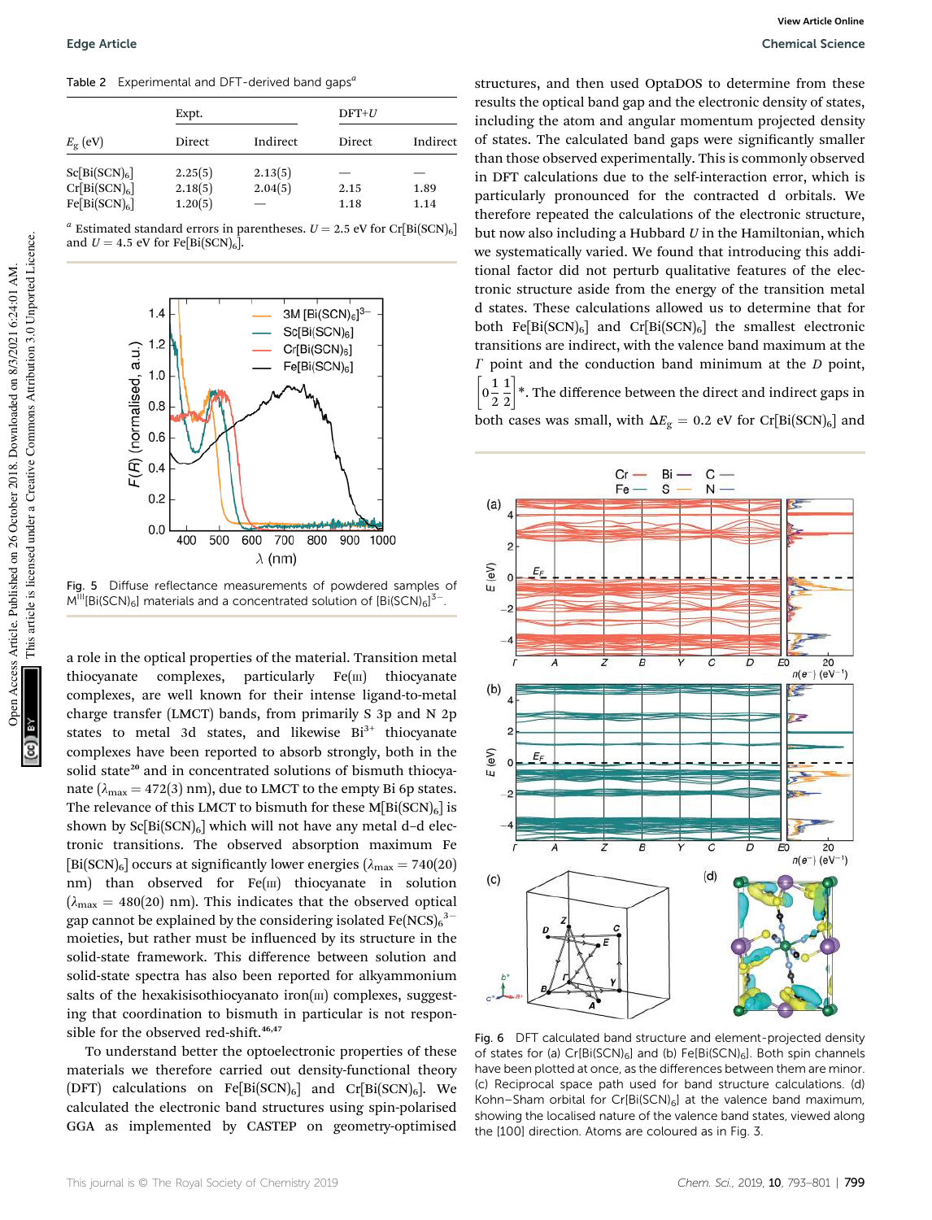Table 2 Experimental and DFT-derived band gaps[a]

| $E_g$ (eV) | Expt. Direct | Expt. Indirect | DFT+$U$ Direct | DFT+$U$ Indirect |
|---|---|---|---|---|
| Sc[Bi(SCN)$_6$] | 2.25(5) | 2.13(5) | — | — |
| Cr[Bi(SCN)$_6$] | 2.18(5) | 2.04(5) | 2.15 | 1.89 |
| Fe[Bi(SCN)$_6$] | 1.20(5) | — | 1.18 | 1.14 |

[a] Estimated standard errors in parentheses. $U$ = 2.5 eV for Cr[Bi(SCN)$_6$] and $U$ = 4.5 eV for Fe[Bi(SCN)$_6$].

Fig. 5 Diffuse reflectance measurements of powdered samples of M$^{III}$[Bi(SCN)$_6$] materials and a concentrated solution of $[Bi(SCN)_6]^{3-}$.

a role in the optical properties of the material. Transition metal thiocyanate complexes, particularly Fe(III) thiocyanate complexes, are well known for their intense ligand-to-metal charge transfer (LMCT) bands, from primarily S 3p and N 2p states to metal 3d states, and likewise $Bi^{3+}$ thiocyanate complexes have been reported to absorb strongly, both in the solid state[20] and in concentrated solutions of bismuth thiocyanate ($\lambda_{max}$ = 472(3) nm), due to LMCT to the empty Bi 6p states. The relevance of this LMCT to bismuth for these M[Bi(SCN)$_6$] is shown by Sc[Bi(SCN)$_6$] which will not have any metal d–d electronic transitions. The observed absorption maximum Fe[Bi(SCN)$_6$] occurs at significantly lower energies ($\lambda_{max}$ = 740(20) nm) than observed for Fe(III) thiocyanate in solution ($\lambda_{max}$ = 480(20) nm). This indicates that the observed optical gap cannot be explained by the considering isolated $Fe(NCS)_6{}^{3-}$ moieties, but rather must be influenced by its structure in the solid-state framework. This difference between solution and solid-state spectra has also been reported for alkyammonium salts of the hexakisisothiocyanato iron(III) complexes, suggesting that coordination to bismuth in particular is not responsible for the observed red-shift.[46,47]

To understand better the optoelectronic properties of these materials we therefore carried out density-functional theory (DFT) calculations on Fe[Bi(SCN)$_6$] and Cr[Bi(SCN)$_6$]. We calculated the electronic band structures using spin-polarised GGA as implemented by CASTEP on geometry-optimised structures, and then used OptaDOS to determine from these results the optical band gap and the electronic density of states, including the atom and angular momentum projected density of states. The calculated band gaps were significantly smaller than those observed experimentally. This is commonly observed in DFT calculations due to the self-interaction error, which is particularly pronounced for the contracted d orbitals. We therefore repeated the calculations of the electronic structure, but now also including a Hubbard $U$ in the Hamiltonian, which we systematically varied. We found that introducing this additional factor did not perturb qualitative features of the electronic structure aside from the energy of the transition metal d states. These calculations allowed us to determine that for both Fe[Bi(SCN)$_6$] and Cr[Bi(SCN)$_6$] the smallest electronic transitions are indirect, with the valence band maximum at the $\Gamma$ point and the conduction band minimum at the $D$ point, $\left[0\frac{1}{2}\frac{1}{2}\right]^*$. The difference between the direct and indirect gaps in both cases was small, with $\Delta E_g$ = 0.2 eV for Cr[Bi(SCN)$_6$] and

Fig. 6 DFT calculated band structure and element-projected density of states for (a) Cr[Bi(SCN)$_6$] and (b) Fe[Bi(SCN)$_6$]. Both spin channels have been plotted at once, as the differences between them are minor. (c) Reciprocal space path used for band structure calculations. (d) Kohn–Sham orbital for Cr[Bi(SCN)$_6$] at the valence band maximum, showing the localised nature of the valence band states, viewed along the [100] direction. Atoms are coloured as in Fig. 3.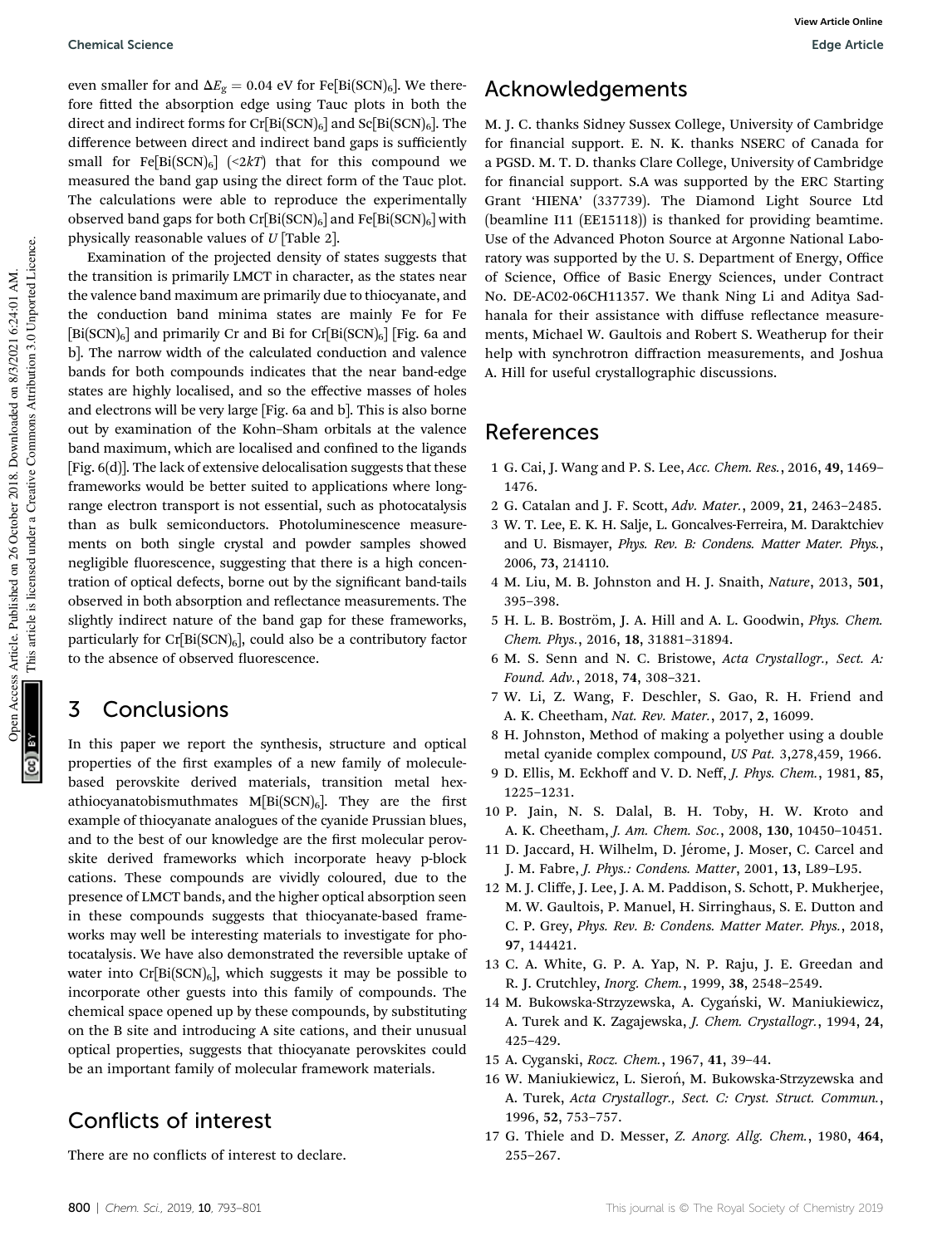even smaller for and $\Delta E_g = 0.04$ eV for Fe[Bi(SCN)$_6$]. We therefore fitted the absorption edge using Tauc plots in both the direct and indirect forms for Cr[Bi(SCN)$_6$] and Sc[Bi(SCN)$_6$]. The difference between direct and indirect band gaps is sufficiently small for Fe[Bi(SCN)$_6$] ($<2kT$) that for this compound we measured the band gap using the direct form of the Tauc plot. The calculations were able to reproduce the experimentally observed band gaps for both Cr[Bi(SCN)$_6$] and Fe[Bi(SCN)$_6$] with physically reasonable values of $U$ [Table 2].

Examination of the projected density of states suggests that the transition is primarily LMCT in character, as the states near the valence band maximum are primarily due to thiocyanate, and the conduction band minima states are mainly Fe for Fe[Bi(SCN)$_6$] and primarily Cr and Bi for Cr[Bi(SCN)$_6$] [Fig. 6a and b]. The narrow width of the calculated conduction and valence bands for both compounds indicates that the near band-edge states are highly localised, and so the effective masses of holes and electrons will be very large [Fig. 6a and b]. This is also borne out by examination of the Kohn–Sham orbitals at the valence band maximum, which are localised and confined to the ligands [Fig. 6(d)]. The lack of extensive delocalisation suggests that these frameworks would be better suited to applications where long-range electron transport is not essential, such as photocatalysis than as bulk semiconductors. Photoluminescence measurements on both single crystal and powder samples showed negligible fluorescence, suggesting that there is a high concentration of optical defects, borne out by the significant band-tails observed in both absorption and reflectance measurements. The slightly indirect nature of the band gap for these frameworks, particularly for Cr[Bi(SCN)$_6$], could also be a contributory factor to the absence of observed fluorescence.

## 3 Conclusions

In this paper we report the synthesis, structure and optical properties of the first examples of a new family of molecule-based perovskite derived materials, transition metal hexathiocyanatobismuthmates M[Bi(SCN)$_6$]. They are the first example of thiocyanate analogues of the cyanide Prussian blues, and to the best of our knowledge are the first molecular perovskite derived frameworks which incorporate heavy p-block cations. These compounds are vividly coloured, due to the presence of LMCT bands, and the higher optical absorption seen in these compounds suggests that thiocyanate-based frameworks may well be interesting materials to investigate for photocatalysis. We have also demonstrated the reversible uptake of water into Cr[Bi(SCN)$_6$], which suggests it may be possible to incorporate other guests into this family of compounds. The chemical space opened up by these compounds, by substituting on the B site and introducing A site cations, and their unusual optical properties, suggests that thiocyanate perovskites could be an important family of molecular framework materials.

## Conflicts of interest

There are no conflicts of interest to declare.

## Acknowledgements

M. J. C. thanks Sidney Sussex College, University of Cambridge for financial support. E. N. K. thanks NSERC of Canada for a PGSD. M. T. D. thanks Clare College, University of Cambridge for financial support. S.A was supported by the ERC Starting Grant 'HIENA' (337739). The Diamond Light Source Ltd (beamline I11 (EE15118)) is thanked for providing beamtime. Use of the Advanced Photon Source at Argonne National Laboratory was supported by the U. S. Department of Energy, Office of Science, Office of Basic Energy Sciences, under Contract No. DE-AC02-06CH11357. We thank Ning Li and Aditya Sadhanala for their assistance with diffuse reflectance measurements, Michael W. Gaultois and Robert S. Weatherup for their help with synchrotron diffraction measurements, and Joshua A. Hill for useful crystallographic discussions.

## References

1 G. Cai, J. Wang and P. S. Lee, *Acc. Chem. Res.*, 2016, **49**, 1469–1476.

2 G. Catalan and J. F. Scott, *Adv. Mater.*, 2009, **21**, 2463–2485.

3 W. T. Lee, E. K. H. Salje, L. Goncalves-Ferreira, M. Daraktchiev and U. Bismayer, *Phys. Rev. B: Condens. Matter Mater. Phys.*, 2006, **73**, 214110.

4 M. Liu, M. B. Johnston and H. J. Snaith, *Nature*, 2013, **501**, 395–398.

5 H. L. B. Boström, J. A. Hill and A. L. Goodwin, *Phys. Chem. Chem. Phys.*, 2016, **18**, 31881–31894.

6 M. S. Senn and N. C. Bristowe, *Acta Crystallogr., Sect. A: Found. Adv.*, 2018, **74**, 308–321.

7 W. Li, Z. Wang, F. Deschler, S. Gao, R. H. Friend and A. K. Cheetham, *Nat. Rev. Mater.*, 2017, **2**, 16099.

8 H. Johnston, Method of making a polyether using a double metal cyanide complex compound, *US Pat.* 3,278,459, 1966.

9 D. Ellis, M. Eckhoff and V. D. Neff, *J. Phys. Chem.*, 1981, **85**, 1225–1231.

10 P. Jain, N. S. Dalal, B. H. Toby, H. W. Kroto and A. K. Cheetham, *J. Am. Chem. Soc.*, 2008, **130**, 10450–10451.

11 D. Jaccard, H. Wilhelm, D. Jérome, J. Moser, C. Carcel and J. M. Fabre, *J. Phys.: Condens. Matter*, 2001, **13**, L89–L95.

12 M. J. Cliffe, J. Lee, J. A. M. Paddison, S. Schott, P. Mukherjee, M. W. Gaultois, P. Manuel, H. Sirringhaus, S. E. Dutton and C. P. Grey, *Phys. Rev. B: Condens. Matter Mater. Phys.*, 2018, **97**, 144421.

13 C. A. White, G. P. A. Yap, N. P. Raju, J. E. Greedan and R. J. Crutchley, *Inorg. Chem.*, 1999, **38**, 2548–2549.

14 M. Bukowska-Strzyzewska, A. Cygański, W. Maniukiewicz, A. Turek and K. Zagajewska, *J. Chem. Crystallogr.*, 1994, **24**, 425–429.

15 A. Cyganski, *Rocz. Chem.*, 1967, **41**, 39–44.

16 W. Maniukiewicz, L. Sieroń, M. Bukowska-Strzyzewska and A. Turek, *Acta Crystallogr., Sect. C: Cryst. Struct. Commun.*, 1996, **52**, 753–757.

17 G. Thiele and D. Messer, *Z. Anorg. Allg. Chem.*, 1980, **464**, 255–267.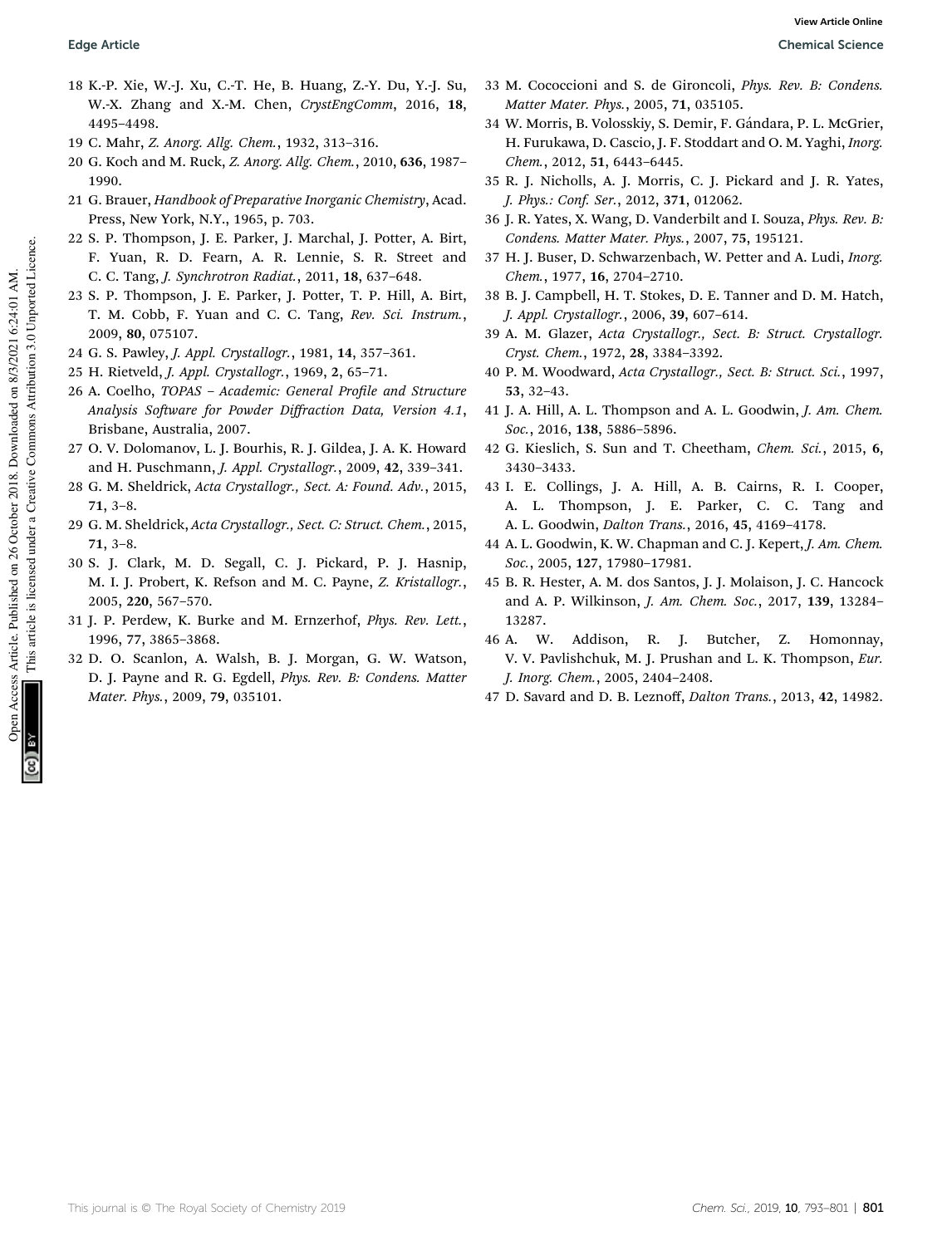18 K.-P. Xie, W.-J. Xu, C.-T. He, B. Huang, Z.-Y. Du, Y.-J. Su, W.-X. Zhang and X.-M. Chen, *CrystEngComm*, 2016, **18**, 4495–4498.

19 C. Mahr, *Z. Anorg. Allg. Chem.*, 1932, 313–316.

20 G. Koch and M. Ruck, *Z. Anorg. Allg. Chem.*, 2010, **636**, 1987–1990.

21 G. Brauer, *Handbook of Preparative Inorganic Chemistry*, Acad. Press, New York, N.Y., 1965, p. 703.

22 S. P. Thompson, J. E. Parker, J. Marchal, J. Potter, A. Birt, F. Yuan, R. D. Fearn, A. R. Lennie, S. R. Street and C. C. Tang, *J. Synchrotron Radiat.*, 2011, **18**, 637–648.

23 S. P. Thompson, J. E. Parker, J. Potter, T. P. Hill, A. Birt, T. M. Cobb, F. Yuan and C. C. Tang, *Rev. Sci. Instrum.*, 2009, **80**, 075107.

24 G. S. Pawley, *J. Appl. Crystallogr.*, 1981, **14**, 357–361.

25 H. Rietveld, *J. Appl. Crystallogr.*, 1969, **2**, 65–71.

26 A. Coelho, *TOPAS – Academic: General Profile and Structure Analysis Software for Powder Diffraction Data, Version 4.1*, Brisbane, Australia, 2007.

27 O. V. Dolomanov, L. J. Bourhis, R. J. Gildea, J. A. K. Howard and H. Puschmann, *J. Appl. Crystallogr.*, 2009, **42**, 339–341.

28 G. M. Sheldrick, *Acta Crystallogr., Sect. A: Found. Adv.*, 2015, **71**, 3–8.

29 G. M. Sheldrick, *Acta Crystallogr., Sect. C: Struct. Chem.*, 2015, **71**, 3–8.

30 S. J. Clark, M. D. Segall, C. J. Pickard, P. J. Hasnip, M. I. J. Probert, K. Refson and M. C. Payne, *Z. Kristallogr.*, 2005, **220**, 567–570.

31 J. P. Perdew, K. Burke and M. Ernzerhof, *Phys. Rev. Lett.*, 1996, **77**, 3865–3868.

32 D. O. Scanlon, A. Walsh, B. J. Morgan, G. W. Watson, D. J. Payne and R. G. Egdell, *Phys. Rev. B: Condens. Matter Mater. Phys.*, 2009, **79**, 035101.

33 M. Cococcioni and S. de Gironcoli, *Phys. Rev. B: Condens. Matter Mater. Phys.*, 2005, **71**, 035105.

34 W. Morris, B. Volosskiy, S. Demir, F. Gándara, P. L. McGrier, H. Furukawa, D. Cascio, J. F. Stoddart and O. M. Yaghi, *Inorg. Chem.*, 2012, **51**, 6443–6445.

35 R. J. Nicholls, A. J. Morris, C. J. Pickard and J. R. Yates, *J. Phys.: Conf. Ser.*, 2012, **371**, 012062.

36 J. R. Yates, X. Wang, D. Vanderbilt and I. Souza, *Phys. Rev. B: Condens. Matter Mater. Phys.*, 2007, **75**, 195121.

37 H. J. Buser, D. Schwarzenbach, W. Petter and A. Ludi, *Inorg. Chem.*, 1977, **16**, 2704–2710.

38 B. J. Campbell, H. T. Stokes, D. E. Tanner and D. M. Hatch, *J. Appl. Crystallogr.*, 2006, **39**, 607–614.

39 A. M. Glazer, *Acta Crystallogr., Sect. B: Struct. Crystallogr. Cryst. Chem.*, 1972, **28**, 3384–3392.

40 P. M. Woodward, *Acta Crystallogr., Sect. B: Struct. Sci.*, 1997, **53**, 32–43.

41 J. A. Hill, A. L. Thompson and A. L. Goodwin, *J. Am. Chem. Soc.*, 2016, **138**, 5886–5896.

42 G. Kieslich, S. Sun and T. Cheetham, *Chem. Sci.*, 2015, **6**, 3430–3433.

43 I. E. Collings, J. A. Hill, A. B. Cairns, R. I. Cooper, A. L. Thompson, J. E. Parker, C. C. Tang and A. L. Goodwin, *Dalton Trans.*, 2016, **45**, 4169–4178.

44 A. L. Goodwin, K. W. Chapman and C. J. Kepert, *J. Am. Chem. Soc.*, 2005, **127**, 17980–17981.

45 B. R. Hester, A. M. dos Santos, J. J. Molaison, J. C. Hancock and A. P. Wilkinson, *J. Am. Chem. Soc.*, 2017, **139**, 13284–13287.

46 A. W. Addison, R. J. Butcher, Z. Homonnay, V. V. Pavlishchuk, M. J. Prushan and L. K. Thompson, *Eur. J. Inorg. Chem.*, 2005, 2404–2408.

47 D. Savard and D. B. Leznoff, *Dalton Trans.*, 2013, **42**, 14982.